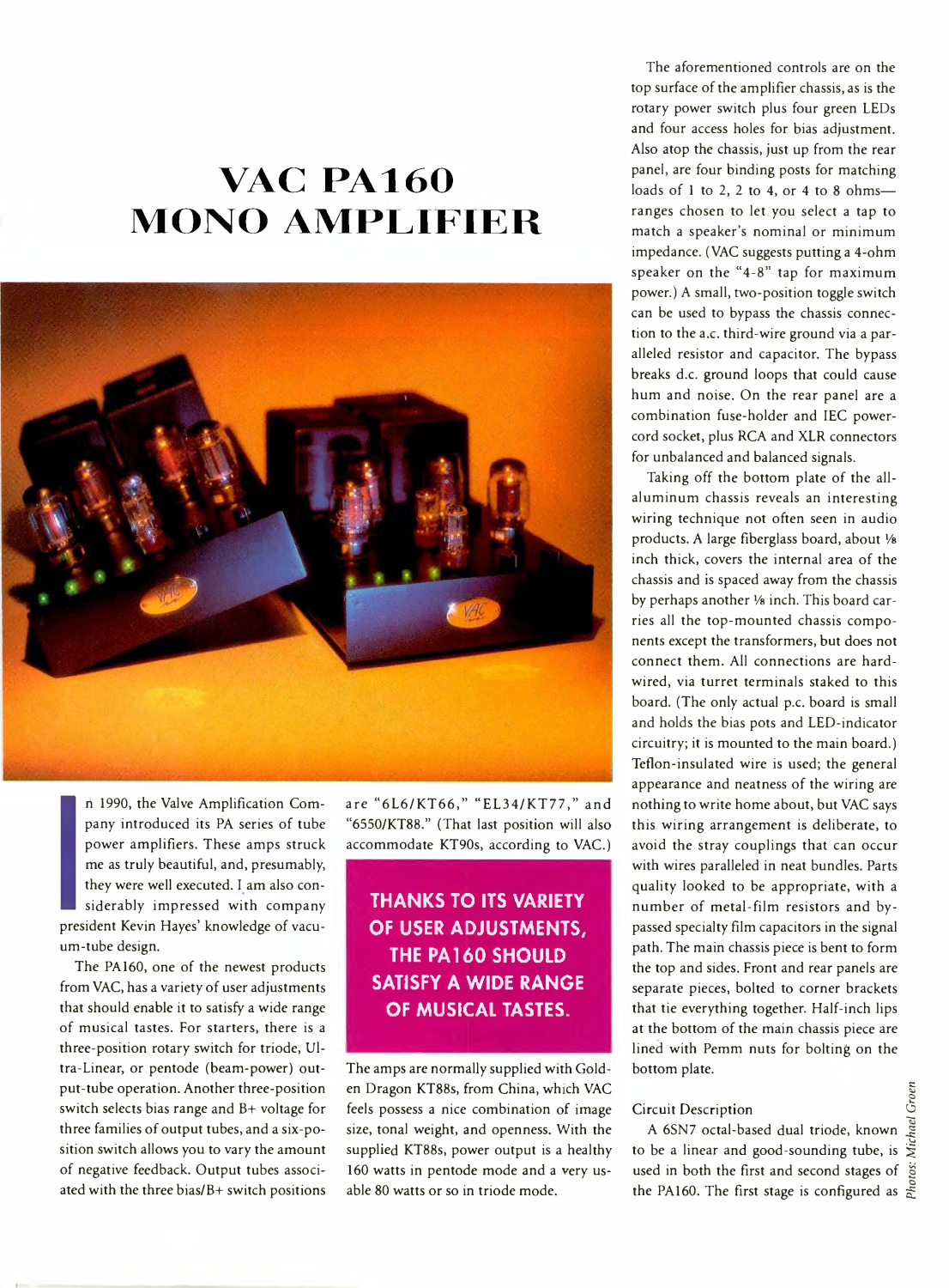# VAC PA160 MONO AMPLIFIER

In 1990, the Valve Amplification Company introduced its PA series of tube power amplifiers. These amps struck me as truly beautiful, and, presumably, they were well executed. I am also considerably impressed with company president Kevin Hayes' knowledge of vacuum-tube design.

The PA160, one of the newest products from VAC, has a variety of user adjustments that should enable it to satisfy a wide range of musical tastes. For starters, there is a three-position rotary switch for triode, Ultra-Linear, or pentode (beam-power) output-tube operation. Another three-position switch selects bias range and B+ voltage for three families of output tubes, and a six-position switch allows you to vary the amount of negative feedback. Output tubes associated with the three bias/B+ switch positions are "6L6/KT66," "EL34/KT77," and "6550/KT88." (That last position will also accommodate KT90s, according to VAC.)

**THANKS TO ITS VARIETY OF USER ADJUSTMENTS, THE PA160 SHOULD SATISFY A WIDE RANGE OF MUSICAL TASTES.**

The amps are normally supplied with Golden Dragon KT88s, from China, which VAC feels possess a nice combination of image size, tonal weight, and openness. With the supplied KT88s, power output is a healthy 160 watts in pentode mode and a very usable 80 watts or so in triode mode.

The aforementioned controls are on the top surface of the amplifier chassis, as is the rotary power switch plus four green LEDs and four access holes for bias adjustment. Also atop the chassis, just up from the rear panel, are four binding posts for matching loads of 1 to 2, 2 to 4, or 4 to 8 ohms—ranges chosen to let you select a tap to match a speaker's nominal or minimum impedance. (VAC suggests putting a 4-ohm speaker on the "4-8" tap for maximum power.) A small, two-position toggle switch can be used to bypass the chassis connection to the a.c. third-wire ground via a paralleled resistor and capacitor. The bypass breaks d.c. ground loops that could cause hum and noise. On the rear panel are a combination fuse-holder and IEC power-cord socket, plus RCA and XLR connectors for unbalanced and balanced signals.

Taking off the bottom plate of the all-aluminum chassis reveals an interesting wiring technique not often seen in audio products. A large fiberglass board, about ⅛ inch thick, covers the internal area of the chassis and is spaced away from the chassis by perhaps another ⅛ inch. This board carries all the top-mounted chassis components except the transformers, but does not connect them. All connections are hard-wired, via turret terminals staked to this board. (The only actual p.c. board is small and holds the bias pots and LED-indicator circuitry; it is mounted to the main board.) Teflon-insulated wire is used; the general appearance and neatness of the wiring are nothing to write home about, but VAC says this wiring arrangement is deliberate, to avoid the stray couplings that can occur with wires paralleled in neat bundles. Parts quality looked to be appropriate, with a number of metal-film resistors and bypassed specialty film capacitors in the signal path. The main chassis piece is bent to form the top and sides. Front and rear panels are separate pieces, bolted to corner brackets that tie everything together. Half-inch lips at the bottom of the main chassis piece are lined with Pemm nuts for bolting on the bottom plate.

## Circuit Description

A 6SN7 octal-based dual triode, known to be a linear and good-sounding tube, is used in both the first and second stages of the PA160. The first stage is configured as

*Photos: Michael Groen*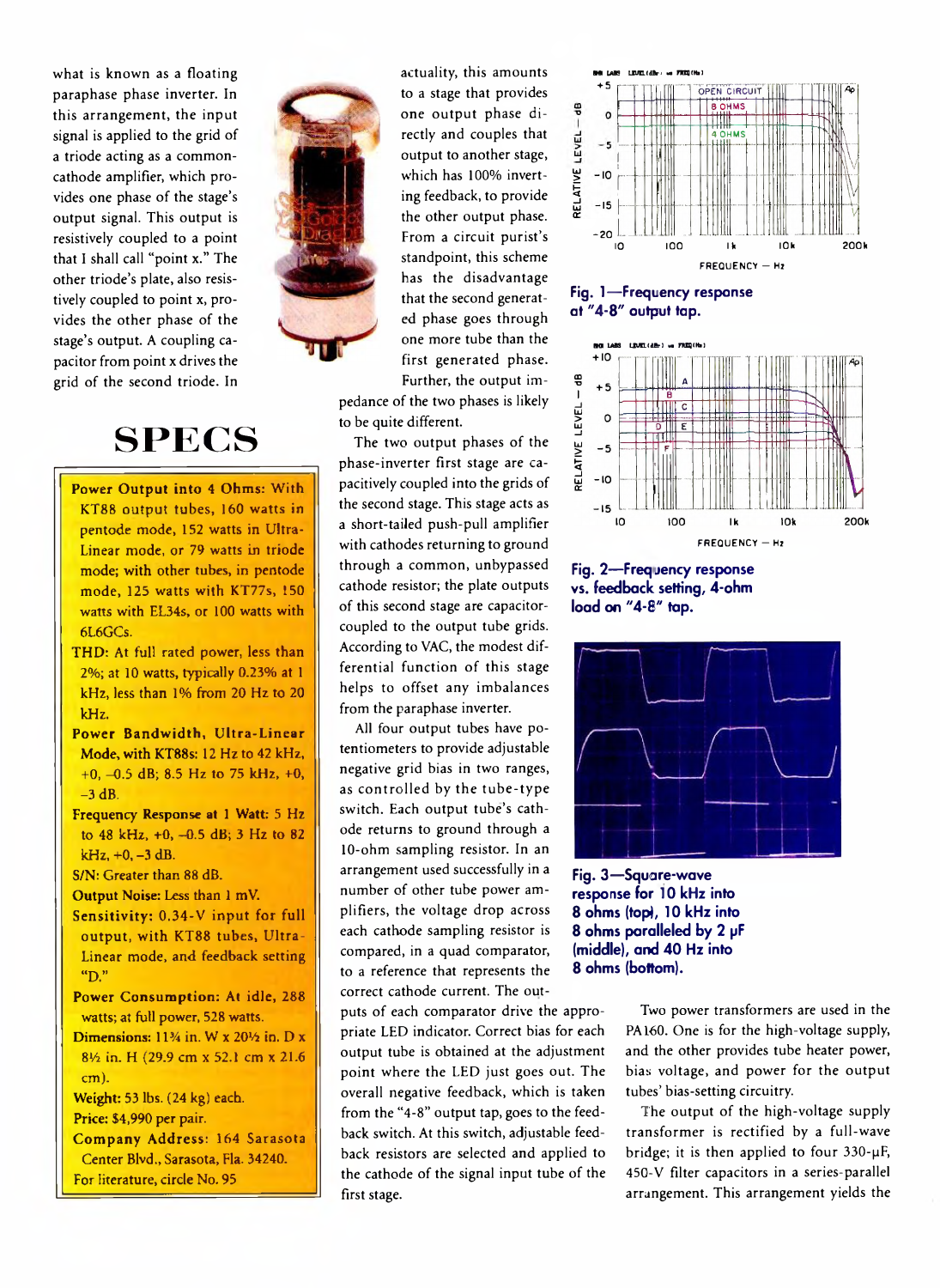what is known as a floating paraphase phase inverter. In this arrangement, the input signal is applied to the grid of a triode acting as a common-cathode amplifier, which provides one phase of the stage's output signal. This output is resistively coupled to a point that I shall call "point x." The other triode's plate, also resistively coupled to point x, provides the other phase of the stage's output. A coupling capacitor from point x drives the grid of the second triode. In actuality, this amounts to a stage that provides one output phase directly and couples that output to another stage, which has 100% inverting feedback, to provide the other output phase. From a circuit purist's standpoint, this scheme has the disadvantage that the second generated phase goes through one more tube than the first generated phase. Further, the output impedance of the two phases is likely to be quite different.

The two output phases of the phase-inverter first stage are capacitively coupled into the grids of the second stage. This stage acts as a short-tailed push-pull amplifier with cathodes returning to ground through a common, unbypassed cathode resistor; the plate outputs of this second stage are capacitor-coupled to the output tube grids. According to VAC, the modest differential function of this stage helps to offset any imbalances from the paraphase inverter.

All four output tubes have potentiometers to provide adjustable negative grid bias in two ranges, as controlled by the tube-type switch. Each output tube's cathode returns to ground through a 10-ohm sampling resistor. In an arrangement used successfully in a number of other tube power amplifiers, the voltage drop across each cathode sampling resistor is compared, in a quad comparator, to a reference that represents the correct cathode current. The outputs of each comparator drive the appropriate LED indicator. Correct bias for each output tube is obtained at the adjustment point where the LED just goes out. The overall negative feedback, which is taken from the "4-8" output tap, goes to the feedback switch. At this switch, adjustable feedback resistors are selected and applied to the cathode of the signal input tube of the first stage.

Two power transformers are used in the PA160. One is for the high-voltage supply, and the other provides tube heater power, bias voltage, and power for the output tubes' bias-setting circuitry.

The output of the high-voltage supply transformer is rectified by a full-wave bridge; it is then applied to four 330-µF, 450-V filter capacitors in a series-parallel arrangement. This arrangement yields the

# SPECS

**Power Output into 4 Ohms:** With KT88 output tubes, 160 watts in pentode mode, 152 watts in Ultra-Linear mode, or 79 watts in triode mode; with other tubes, in pentode mode, 125 watts with KT77s, 150 watts with EL34s, or 100 watts with 6L6GCs.

**THD:** At full rated power, less than 2%; at 10 watts, typically 0.23% at 1 kHz, less than 1% from 20 Hz to 20 kHz.

**Power Bandwidth, Ultra-Linear Mode, with KT88s:** 12 Hz to 42 kHz, +0, –0.5 dB; 8.5 Hz to 75 kHz, +0, –3 dB.

**Frequency Response at 1 Watt:** 5 Hz to 48 kHz, +0, –0.5 dB; 3 Hz to 82 kHz, +0, –3 dB.

**S/N:** Greater than 88 dB.

**Output Noise:** Less than 1 mV.

**Sensitivity:** 0.34-V input for full output, with KT88 tubes, Ultra-Linear mode, and feedback setting "D."

**Power Consumption:** At idle, 288 watts; at full power, 528 watts.

**Dimensions:** 11¾ in. W x 20½ in. D x 8½ in. H (29.9 cm x 52.1 cm x 21.6 cm).

**Weight:** 53 lbs. (24 kg) each.

**Price:** $4,990 per pair.

**Company Address:** 164 Sarasota Center Blvd., Sarasota, Fla. 34240.

For literature, circle No. 95

**Fig. 1—Frequency response at "4-8" output tap.**

**Fig. 2—Frequency response vs. feedback setting, 4-ohm load on "4-8" tap.**

**Fig. 3—Square-wave response for 10 kHz into 8 ohms (top), 10 kHz into 8 ohms paralleled by 2 µF (middle), and 40 Hz into 8 ohms (bottom).**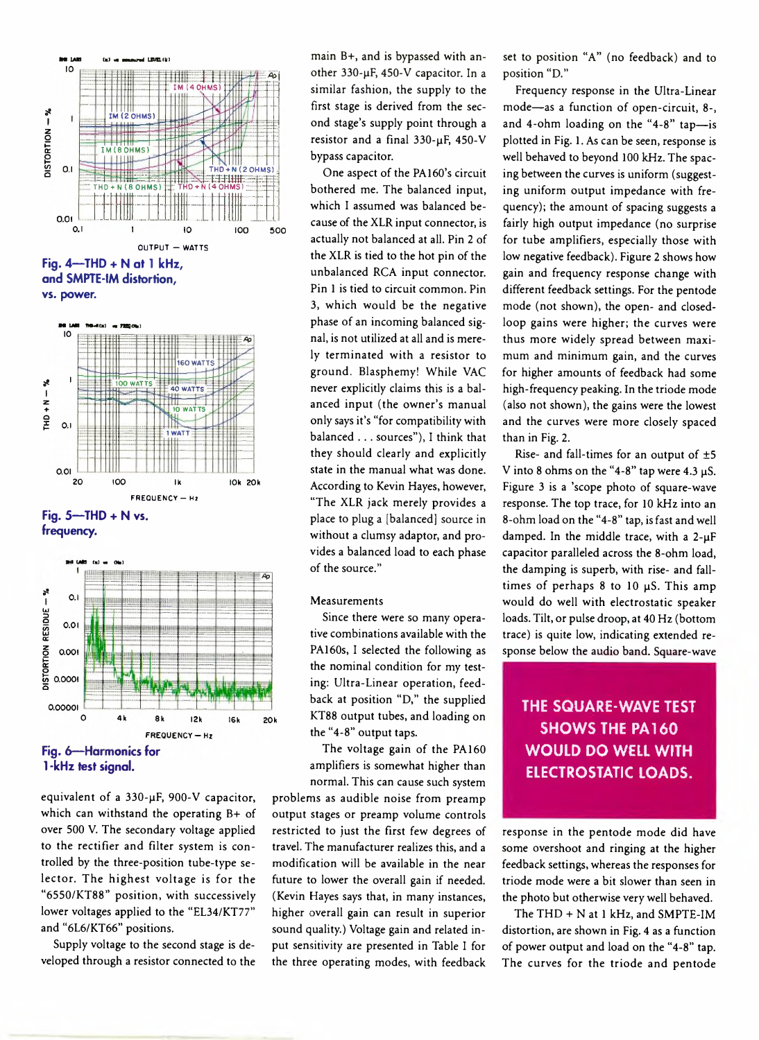Fig. 4—THD + N at 1 kHz, and SMPTE-IM distortion, vs. power.

Fig. 5—THD + N vs. frequency.

Fig. 6—Harmonics for 1-kHz test signal.

equivalent of a 330-μF, 900-V capacitor, which can withstand the operating B+ of over 500 V. The secondary voltage applied to the rectifier and filter system is controlled by the three-position tube-type selector. The highest voltage is for the "6550/KT88" position, with successively lower voltages applied to the "EL34/KT77" and "6L6/KT66" positions.

Supply voltage to the second stage is developed through a resistor connected to the main B+, and is bypassed with another 330-μF, 450-V capacitor. In a similar fashion, the supply to the first stage is derived from the second stage's supply point through a resistor and a final 330-μF, 450-V bypass capacitor.

One aspect of the PA160's circuit bothered me. The balanced input, which I assumed was balanced because of the XLR input connector, is actually not balanced at all. Pin 2 of the XLR is tied to the hot pin of the unbalanced RCA input connector. Pin 1 is tied to circuit common. Pin 3, which would be the negative phase of an incoming balanced signal, is not utilized at all and is merely terminated with a resistor to ground. Blasphemy! While VAC never explicitly claims this is a balanced input (the owner's manual only says it's "for compatibility with balanced . . . sources"), I think that they should clearly and explicitly state in the manual what was done. According to Kevin Hayes, however, "The XLR jack merely provides a place to plug a [balanced] source in without a clumsy adaptor, and provides a balanced load to each phase of the source."

## Measurements

Since there were so many operative combinations available with the PA160s, I selected the following as the nominal condition for my testing: Ultra-Linear operation, feedback at position "D," the supplied KT88 output tubes, and loading on the "4-8" output taps.

The voltage gain of the PA160 amplifiers is somewhat higher than normal. This can cause such system problems as audible noise from preamp output stages or preamp volume controls restricted to just the first few degrees of travel. The manufacturer realizes this, and a modification will be available in the near future to lower the overall gain if needed. (Kevin Hayes says that, in many instances, higher overall gain can result in superior sound quality.) Voltage gain and related input sensitivity are presented in Table I for the three operating modes, with feedback set to position "A" (no feedback) and to position "D."

Frequency response in the Ultra-Linear mode—as a function of open-circuit, 8-, and 4-ohm loading on the "4-8" tap—is plotted in Fig. 1. As can be seen, response is well behaved to beyond 100 kHz. The spacing between the curves is uniform (suggesting uniform output impedance with frequency); the amount of spacing suggests a fairly high output impedance (no surprise for tube amplifiers, especially those with low negative feedback). Figure 2 shows how gain and frequency response change with different feedback settings. For the pentode mode (not shown), the open- and closed-loop gains were higher; the curves were thus more widely spread between maximum and minimum gain, and the curves for higher amounts of feedback had some high-frequency peaking. In the triode mode (also not shown), the gains were the lowest and the curves were more closely spaced than in Fig. 2.

Rise- and fall-times for an output of ±5 V into 8 ohms on the "4-8" tap were 4.3 μS. Figure 3 is a 'scope photo of square-wave response. The top trace, for 10 kHz into an 8-ohm load on the "4-8" tap, is fast and well damped. In the middle trace, with a 2-μF capacitor paralleled across the 8-ohm load, the damping is superb, with rise- and fall-times of perhaps 8 to 10 μS. This amp would do well with electrostatic speaker loads. Tilt, or pulse droop, at 40 Hz (bottom trace) is quite low, indicating extended response below the audio band. Square-wave response in the pentode mode did have some overshoot and ringing at the higher feedback settings, whereas the responses for triode mode were a bit slower than seen in the photo but otherwise very well behaved.

**THE SQUARE-WAVE TEST SHOWS THE PA160 WOULD DO WELL WITH ELECTROSTATIC LOADS.**

The THD + N at 1 kHz, and SMPTE-IM distortion, are shown in Fig. 4 as a function of power output and load on the "4-8" tap. The curves for the triode and pentode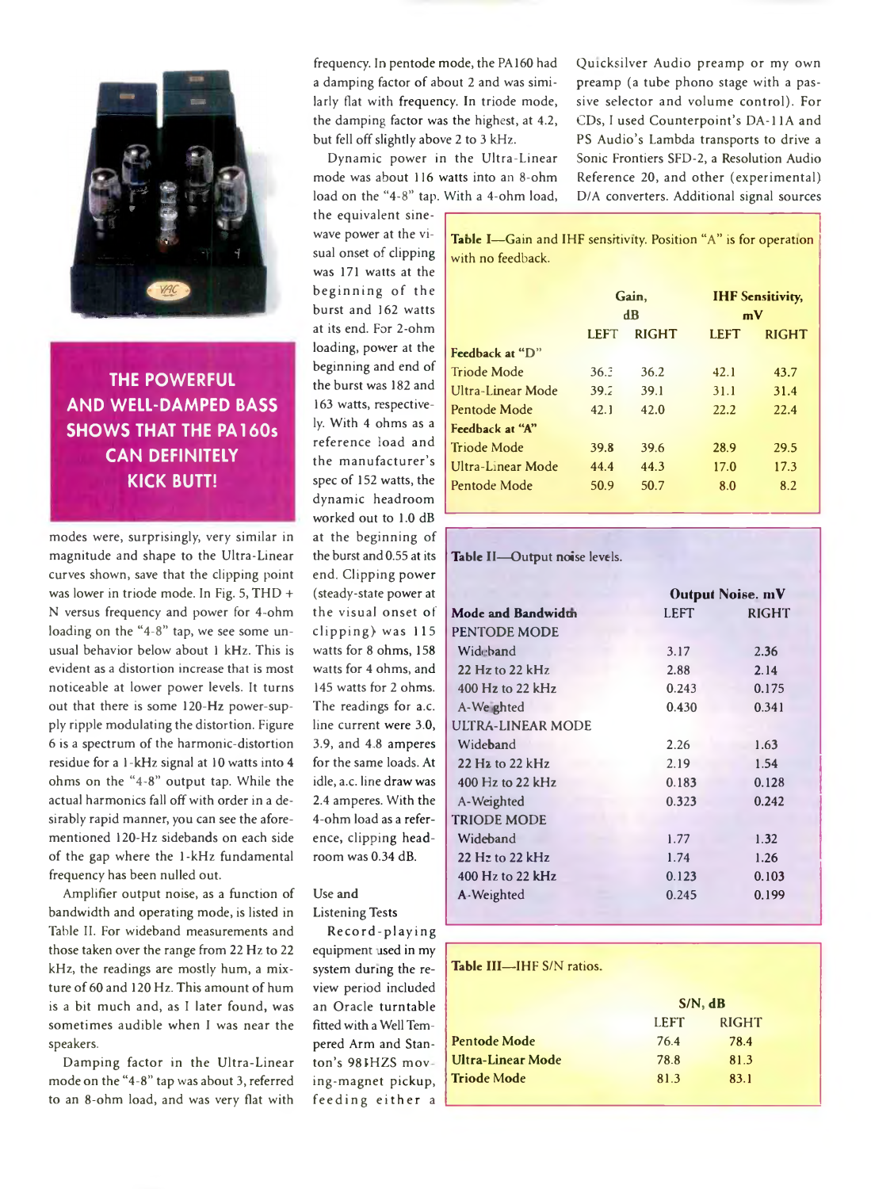**THE POWERFUL AND WELL-DAMPED BASS SHOWS THAT THE PA160s CAN DEFINITELY KICK BUTT!**

modes were, surprisingly, very similar in magnitude and shape to the Ultra-Linear curves shown, save that the clipping point was lower in triode mode. In Fig. 5, THD + N versus frequency and power for 4-ohm loading on the "4-8" tap, we see some unusual behavior below about 1 kHz. This is evident as a distortion increase that is most noticeable at lower power levels. It turns out that there is some 120-Hz power-supply ripple modulating the distortion. Figure 6 is a spectrum of the harmonic-distortion residue for a 1-kHz signal at 10 watts into 4 ohms on the "4-8" tap. While the actual harmonics fall off with order in a desirably rapid manner, you can see the aforementioned 120-Hz sidebands on each side of the gap where the 1-kHz fundamental frequency has been nulled out.

Amplifier output noise, as a function of bandwidth and operating mode, is listed in Table II. For wideband measurements and those taken over the range from 22 Hz to 22 kHz, the readings are mostly hum, a mixture of 60 and 120 Hz. This amount of hum is a bit much and, as I later found, was sometimes audible when I was near the speakers.

Damping factor in the Ultra-Linear mode on the "4-8" tap was about 3, referred to an 8-ohm load, and was very flat with frequency. In pentode mode, the PA160 had a damping factor of about 2 and was similarly flat with frequency. In triode mode, the damping factor was the highest, at 4.2, but fell off slightly above 2 to 3 kHz.

Dynamic power in the Ultra-Linear mode was about 116 watts into an 8-ohm load on the "4-8" tap. With a 4-ohm load, the equivalent sine-wave power at the visual onset of clipping was 171 watts at the beginning of the burst and 162 watts at its end. For 2-ohm loading, power at the beginning and end of the burst was 182 and 163 watts, respectively. With 4 ohms as a reference load and the manufacturer's spec of 152 watts, the dynamic headroom worked out to 1.0 dB at the beginning of the burst and 0.55 at its end. Clipping power (steady-state power at the visual onset of clipping) was 115 watts for 8 ohms, 158 watts for 4 ohms, and 145 watts for 2 ohms. The readings for a.c. line current were 3.0, 3.9, and 4.8 amperes for the same loads. At idle, a.c. line draw was 2.4 amperes. With the 4-ohm load as a reference, clipping headroom was 0.34 dB.

## Use and Listening Tests

Record-playing equipment used in my system during the review period included an Oracle turntable fitted with a Well Tempered Arm and Stanton's 981HZS moving-magnet pickup, feeding either a Quicksilver Audio preamp or my own preamp (a tube phono stage with a passive selector and volume control). For CDs, I used Counterpoint's DA-11A and PS Audio's Lambda transports to drive a Sonic Frontiers SFD-2, a Resolution Audio Reference 20, and other (experimental) D/A converters. Additional signal sources

**Table I—Gain and IHF sensitivity. Position "A" is for operation with no feedback.**

| | Gain, dB | | IHF Sensitivity, mV | |
|---|---|---|---|---|
| | LEFT | RIGHT | LEFT | RIGHT |
| **Feedback at "D"** | | | | |
| Triode Mode | 36.3 | 36.2 | 42.1 | 43.7 |
| Ultra-Linear Mode | 39.2 | 39.1 | 31.1 | 31.4 |
| Pentode Mode | 42.1 | 42.0 | 22.2 | 22.4 |
| **Feedback at "A"** | | | | |
| Triode Mode | 39.8 | 39.6 | 28.9 | 29.5 |
| Ultra-Linear Mode | 44.4 | 44.3 | 17.0 | 17.3 |
| Pentode Mode | 50.9 | 50.7 | 8.0 | 8.2 |

**Table II—Output noise levels.**

| | Output Noise, mV | |
|---|---|---|
| **Mode and Bandwidth** | LEFT | RIGHT |
| PENTODE MODE | | |
| Wideband | 3.17 | 2.36 |
| 22 Hz to 22 kHz | 2.88 | 2.14 |
| 400 Hz to 22 kHz | 0.243 | 0.175 |
| A-Weighted | 0.430 | 0.341 |
| ULTRA-LINEAR MODE | | |
| Wideband | 2.26 | 1.63 |
| 22 Hz to 22 kHz | 2.19 | 1.54 |
| 400 Hz to 22 kHz | 0.183 | 0.128 |
| A-Weighted | 0.323 | 0.242 |
| TRIODE MODE | | |
| Wideband | 1.77 | 1.32 |
| 22 Hz to 22 kHz | 1.74 | 1.26 |
| 400 Hz to 22 kHz | 0.123 | 0.103 |
| A-Weighted | 0.245 | 0.199 |

**Table III—IHF S/N ratios.**

| | S/N, dB | |
|---|---|---|
| | LEFT | RIGHT |
| **Pentode Mode** | 76.4 | 78.4 |
| **Ultra-Linear Mode** | 78.8 | 81.3 |
| **Triode Mode** | 81.3 | 83.1 |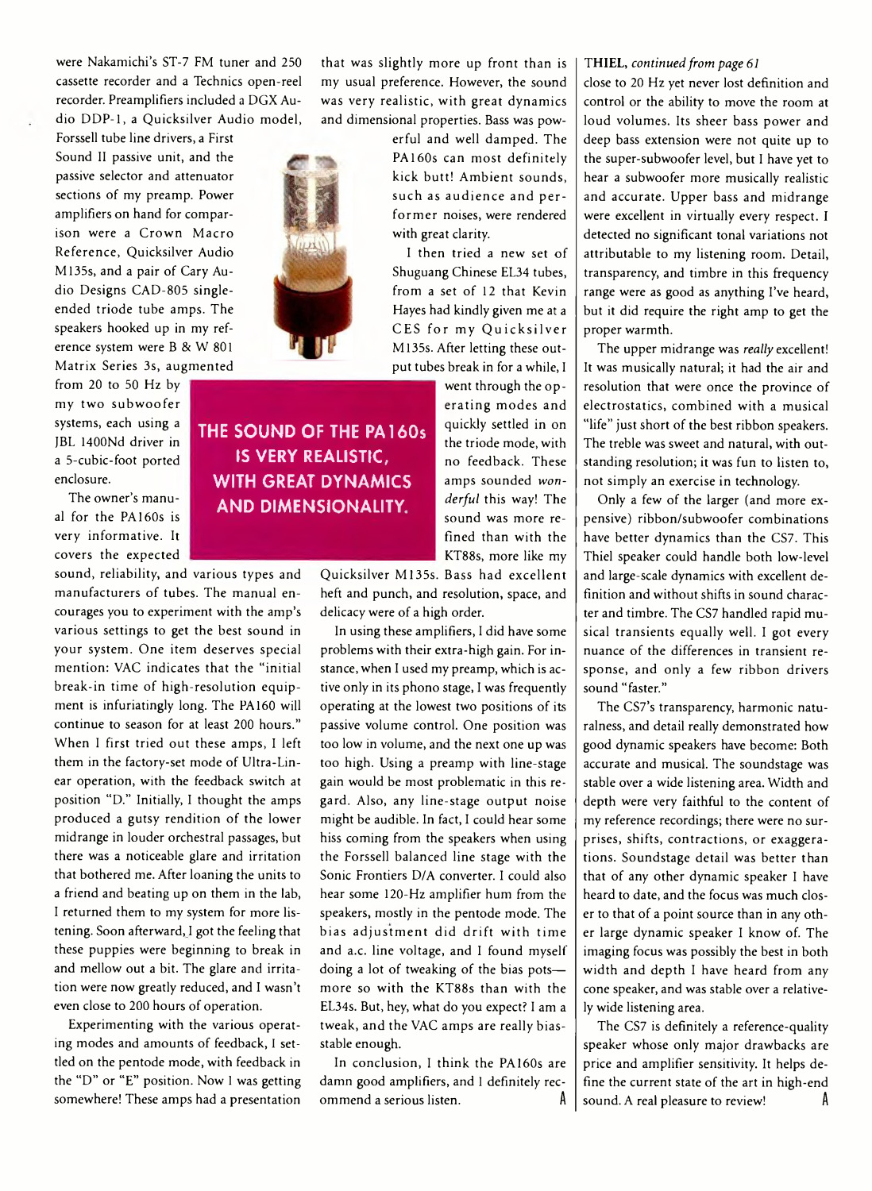were Nakamichi's ST-7 FM tuner and 250 cassette recorder and a Technics open-reel recorder. Preamplifiers included a DGX Audio DDP-1, a Quicksilver Audio model, Forssell tube line drivers, a First Sound II passive unit, and the passive selector and attenuator sections of my preamp. Power amplifiers on hand for comparison were a Crown Macro Reference, Quicksilver Audio M135s, and a pair of Cary Audio Designs CAD-805 single-ended triode tube amps. The speakers hooked up in my reference system were B & W 801 Matrix Series 3s, augmented from 20 to 50 Hz by my two subwoofer systems, each using a JBL 1400Nd driver in a 5-cubic-foot ported enclosure.

The owner's manual for the PA160s is very informative. It covers the expected sound, reliability, and various types and manufacturers of tubes. The manual encourages you to experiment with the amp's various settings to get the best sound in your system. One item deserves special mention: VAC indicates that the "initial break-in time of high-resolution equipment is infuriatingly long. The PA160 will continue to season for at least 200 hours." When I first tried out these amps, I left them in the factory-set mode of Ultra-Linear operation, with the feedback switch at position "D." Initially, I thought the amps produced a gutsy rendition of the lower midrange in louder orchestral passages, but there was a noticeable glare and irritation that bothered me. After loaning the units to a friend and beating up on them in the lab, I returned them to my system for more listening. Soon afterward, I got the feeling that these puppies were beginning to break in and mellow out a bit. The glare and irritation were now greatly reduced, and I wasn't even close to 200 hours of operation.

Experimenting with the various operating modes and amounts of feedback, I settled on the pentode mode, with feedback in the "D" or "E" position. Now I was getting somewhere! These amps had a presentation that was slightly more up front than is my usual preference. However, the sound was very realistic, with great dynamics and dimensional properties. Bass was powerful and well damped. The PA160s can most definitely kick butt! Ambient sounds, such as audience and performer noises, were rendered with great clarity.

**THE SOUND OF THE PA160s IS VERY REALISTIC, WITH GREAT DYNAMICS AND DIMENSIONALITY.**

I then tried a new set of Shuguang Chinese EL34 tubes, from a set of 12 that Kevin Hayes had kindly given me at a CES for my Quicksilver M135s. After letting these output tubes break in for a while, I went through the operating modes and quickly settled in on the triode mode, with no feedback. These amps sounded *wonderful* this way! The sound was more refined than with the KT88s, more like my Quicksilver M135s. Bass had excellent heft and punch, and resolution, space, and delicacy were of a high order.

In using these amplifiers, I did have some problems with their extra-high gain. For instance, when I used my preamp, which is active only in its phono stage, I was frequently operating at the lowest two positions of its passive volume control. One position was too low in volume, and the next one up was too high. Using a preamp with line-stage gain would be most problematic in this regard. Also, any line-stage output noise might be audible. In fact, I could hear some hiss coming from the speakers when using the Forssell balanced line stage with the Sonic Frontiers D/A converter. I could also hear some 120-Hz amplifier hum from the speakers, mostly in the pentode mode. The bias adjustment did drift with time and a.c. line voltage, and I found myself doing a lot of tweaking of the bias pots—more so with the KT88s than with the EL34s. But, hey, what do you expect? I am a tweak, and the VAC amps are really bias-stable enough.

In conclusion, I think the PA160s are damn good amplifiers, and I definitely recommend a serious listen. A

**THIEL,** *continued from page 61*

close to 20 Hz yet never lost definition and control or the ability to move the room at loud volumes. Its sheer bass power and deep bass extension were not quite up to the super-subwoofer level, but I have yet to hear a subwoofer more musically realistic and accurate. Upper bass and midrange were excellent in virtually every respect. I detected no significant tonal variations not attributable to my listening room. Detail, transparency, and timbre in this frequency range were as good as anything I've heard, but it did require the right amp to get the proper warmth.

The upper midrange was *really* excellent! It was musically natural; it had the air and resolution that were once the province of electrostatics, combined with a musical "life" just short of the best ribbon speakers. The treble was sweet and natural, with outstanding resolution; it was fun to listen to, not simply an exercise in technology.

Only a few of the larger (and more expensive) ribbon/subwoofer combinations have better dynamics than the CS7. This Thiel speaker could handle both low-level and large-scale dynamics with excellent definition and without shifts in sound character and timbre. The CS7 handled rapid musical transients equally well. I got every nuance of the differences in transient response, and only a few ribbon drivers sound "faster."

The CS7's transparency, harmonic naturalness, and detail really demonstrated how good dynamic speakers have become: Both accurate and musical. The soundstage was stable over a wide listening area. Width and depth were very faithful to the content of my reference recordings; there were no surprises, shifts, contractions, or exaggerations. Soundstage detail was better than that of any other dynamic speaker I have heard to date, and the focus was much closer to that of a point source than in any other large dynamic speaker I know of. The imaging focus was possibly the best in both width and depth I have heard from any cone speaker, and was stable over a relatively wide listening area.

The CS7 is definitely a reference-quality speaker whose only major drawbacks are price and amplifier sensitivity. It helps define the current state of the art in high-end sound. A real pleasure to review! A